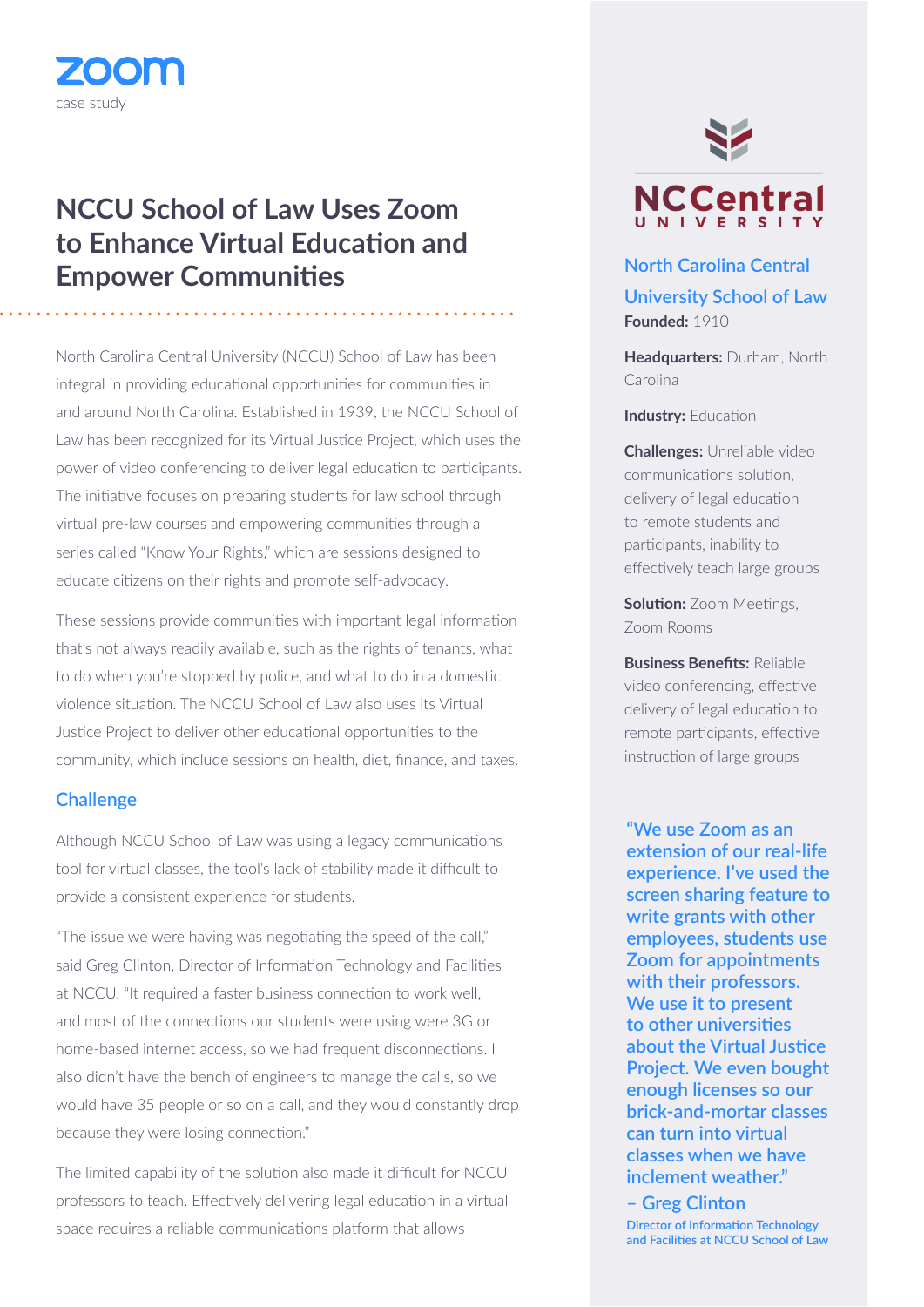zoom

case study

# NCCU School of Law Uses Zoom to Enhance Virtual Education and Empower Communities

North Carolina Central University (NCCU) School of Law has been integral in providing educational opportunities for communities in and around North Carolina. Established in 1939, the NCCU School of Law has been recognized for its Virtual Justice Project, which uses the power of video conferencing to deliver legal education to participants. The initiative focuses on preparing students for law school through virtual pre-law courses and empowering communities through a series called "Know Your Rights," which are sessions designed to educate citizens on their rights and promote self-advocacy.

These sessions provide communities with important legal information that's not always readily available, such as the rights of tenants, what to do when you're stopped by police, and what to do in a domestic violence situation. The NCCU School of Law also uses its Virtual Justice Project to deliver other educational opportunities to the community, which include sessions on health, diet, finance, and taxes.

## Challenge

Although NCCU School of Law was using a legacy communications tool for virtual classes, the tool's lack of stability made it difficult to provide a consistent experience for students.

"The issue we were having was negotiating the speed of the call," said Greg Clinton, Director of Information Technology and Facilities at NCCU. "It required a faster business connection to work well, and most of the connections our students were using were 3G or home-based internet access, so we had frequent disconnections. I also didn't have the bench of engineers to manage the calls, so we would have 35 people or so on a call, and they would constantly drop because they were losing connection."

The limited capability of the solution also made it difficult for NCCU professors to teach. Effectively delivering legal education in a virtual space requires a reliable communications platform that allows

NCCentral UNIVERSITY

### North Carolina Central University School of Law

**Founded:** 1910

**Headquarters:** Durham, North Carolina

**Industry:** Education

**Challenges:** Unreliable video communications solution, delivery of legal education to remote students and participants, inability to effectively teach large groups

**Solution:** Zoom Meetings, Zoom Rooms

**Business Benefits:** Reliable video conferencing, effective delivery of legal education to remote participants, effective instruction of large groups

"We use Zoom as an extension of our real-life experience. I've used the screen sharing feature to write grants with other employees, students use Zoom for appointments with their professors. We use it to present to other universities about the Virtual Justice Project. We even bought enough licenses so our brick-and-mortar classes can turn into virtual classes when we have inclement weather."

– Greg Clinton

Director of Information Technology and Facilities at NCCU School of Law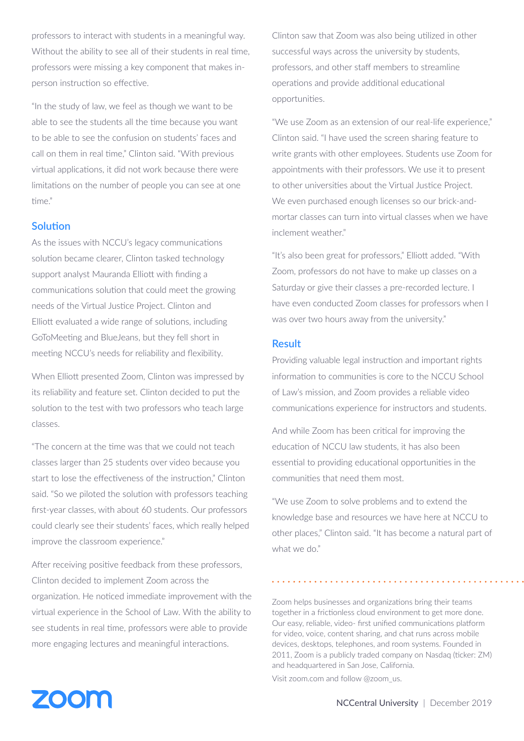professors to interact with students in a meaningful way. Without the ability to see all of their students in real time, professors were missing a key component that makes in-person instruction so effective.

"In the study of law, we feel as though we want to be able to see the students all the time because you want to be able to see the confusion on students' faces and call on them in real time," Clinton said. "With previous virtual applications, it did not work because there were limitations on the number of people you can see at one time."

## Solution

As the issues with NCCU's legacy communications solution became clearer, Clinton tasked technology support analyst Mauranda Elliott with finding a communications solution that could meet the growing needs of the Virtual Justice Project. Clinton and Elliott evaluated a wide range of solutions, including GoToMeeting and BlueJeans, but they fell short in meeting NCCU's needs for reliability and flexibility.

When Elliott presented Zoom, Clinton was impressed by its reliability and feature set. Clinton decided to put the solution to the test with two professors who teach large classes.

"The concern at the time was that we could not teach classes larger than 25 students over video because you start to lose the effectiveness of the instruction," Clinton said. "So we piloted the solution with professors teaching first-year classes, with about 60 students. Our professors could clearly see their students' faces, which really helped improve the classroom experience."

After receiving positive feedback from these professors, Clinton decided to implement Zoom across the organization. He noticed immediate improvement with the virtual experience in the School of Law. With the ability to see students in real time, professors were able to provide more engaging lectures and meaningful interactions.

Clinton saw that Zoom was also being utilized in other successful ways across the university by students, professors, and other staff members to streamline operations and provide additional educational opportunities.

"We use Zoom as an extension of our real-life experience," Clinton said. "I have used the screen sharing feature to write grants with other employees. Students use Zoom for appointments with their professors. We use it to present to other universities about the Virtual Justice Project. We even purchased enough licenses so our brick-and-mortar classes can turn into virtual classes when we have inclement weather."

"It's also been great for professors," Elliott added. "With Zoom, professors do not have to make up classes on a Saturday or give their classes a pre-recorded lecture. I have even conducted Zoom classes for professors when I was over two hours away from the university."

## Result

Providing valuable legal instruction and important rights information to communities is core to the NCCU School of Law's mission, and Zoom provides a reliable video communications experience for instructors and students.

And while Zoom has been critical for improving the education of NCCU law students, it has also been essential to providing educational opportunities in the communities that need them most.

"We use Zoom to solve problems and to extend the knowledge base and resources we have here at NCCU to other places," Clinton said. "It has become a natural part of what we do."

---

Zoom helps businesses and organizations bring their teams together in a frictionless cloud environment to get more done. Our easy, reliable, video- first unified communications platform for video, voice, content sharing, and chat runs across mobile devices, desktops, telephones, and room systems. Founded in 2011, Zoom is a publicly traded company on Nasdaq (ticker: ZM) and headquartered in San Jose, California.

Visit zoom.com and follow @zoom_us.

zoom

NCCentral University | December 2019